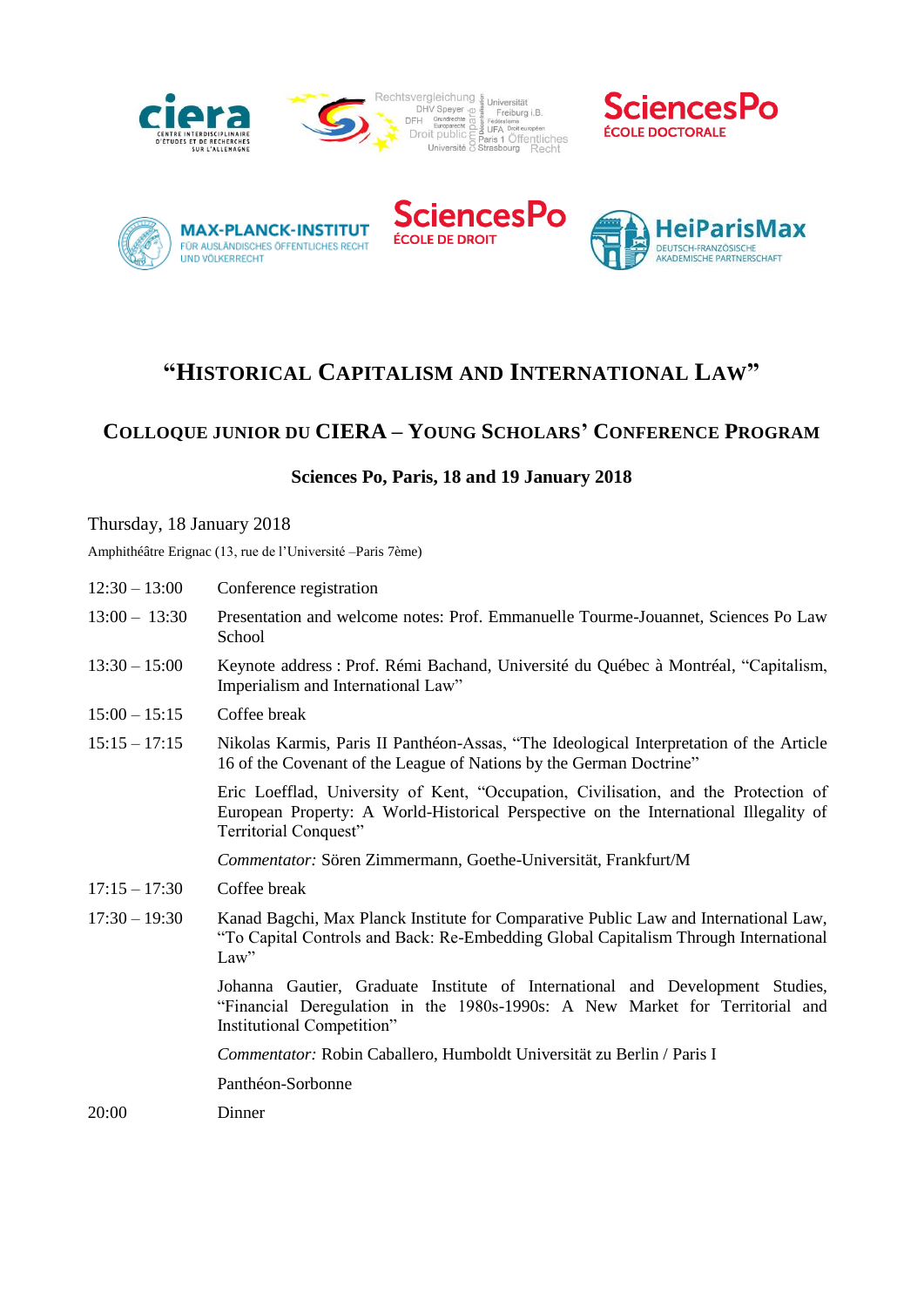# "HISTORICAL CAPITALISM AND INTERNATIONAL LAW"

## COLLOQUE JUNIOR DU CIERA – YOUNG SCHOLARS' CONFERENCE PROGRAM

**Sciences Po, Paris, 18 and 19 January 2018**

### Thursday, 18 January 2018

Amphithéâtre Erignac (13, rue de l'Université –Paris 7ème)

| | |
|---|---|
| 12:30 – 13:00 | Conference registration |
| 13:00 – 13:30 | Presentation and welcome notes: Prof. Emmanuelle Tourme-Jouannet, Sciences Po Law School |
| 13:30 – 15:00 | Keynote address : Prof. Rémi Bachand, Université du Québec à Montréal, "Capitalism, Imperialism and International Law" |
| 15:00 – 15:15 | Coffee break |
| 15:15 – 17:15 | Nikolas Karmis, Paris II Panthéon-Assas, "The Ideological Interpretation of the Article 16 of the Covenant of the League of Nations by the German Doctrine" |
| | Eric Loefflad, University of Kent, "Occupation, Civilisation, and the Protection of European Property: A World-Historical Perspective on the International Illegality of Territorial Conquest" |
| | *Commentator:* Sören Zimmermann, Goethe-Universität, Frankfurt/M |
| 17:15 – 17:30 | Coffee break |
| 17:30 – 19:30 | Kanad Bagchi, Max Planck Institute for Comparative Public Law and International Law, "To Capital Controls and Back: Re-Embedding Global Capitalism Through International Law" |
| | Johanna Gautier, Graduate Institute of International and Development Studies, "Financial Deregulation in the 1980s-1990s: A New Market for Territorial and Institutional Competition" |
| | *Commentator:* Robin Caballero, Humboldt Universität zu Berlin / Paris I Panthéon-Sorbonne |
| 20:00 | Dinner |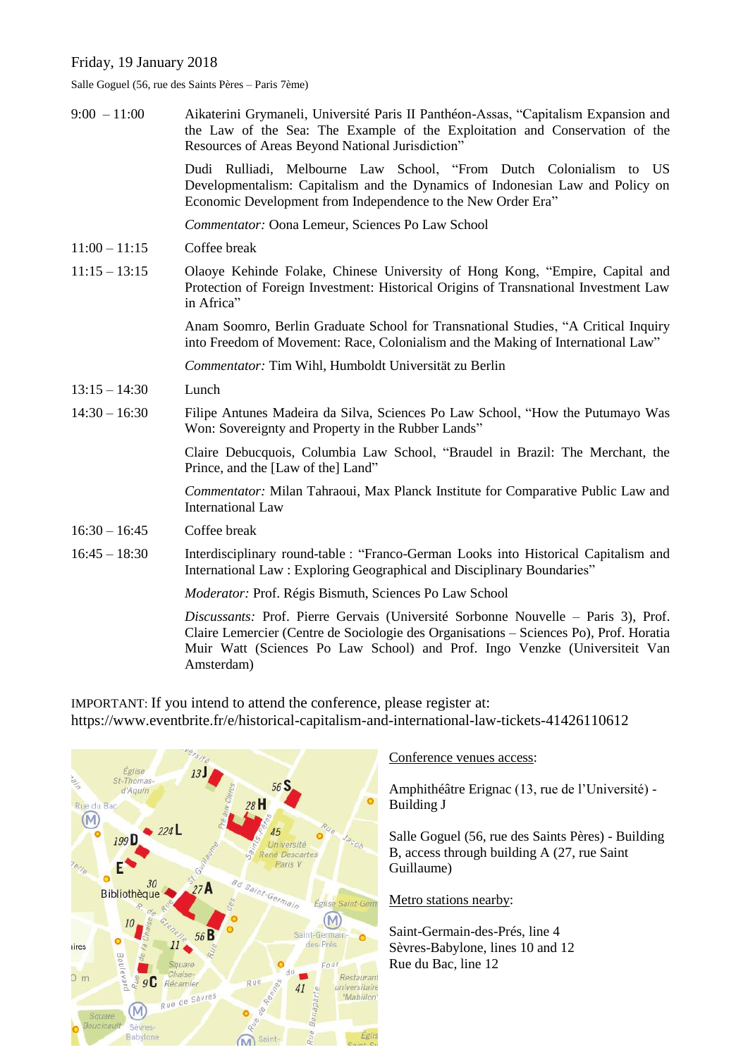Friday, 19 January 2018

Salle Goguel (56, rue des Saints Pères – Paris 7ème)

| | |
|---|---|
| 9:00 – 11:00 | Aikaterini Grymaneli, Université Paris II Panthéon-Assas, "Capitalism Expansion and the Law of the Sea: The Example of the Exploitation and Conservation of the Resources of Areas Beyond National Jurisdiction" |
| | Dudi Rulliadi, Melbourne Law School, "From Dutch Colonialism to US Developmentalism: Capitalism and the Dynamics of Indonesian Law and Policy on Economic Development from Independence to the New Order Era" |
| | *Commentator:* Oona Lemeur, Sciences Po Law School |
| 11:00 – 11:15 | Coffee break |
| 11:15 – 13:15 | Olaoye Kehinde Folake, Chinese University of Hong Kong, "Empire, Capital and Protection of Foreign Investment: Historical Origins of Transnational Investment Law in Africa" |
| | Anam Soomro, Berlin Graduate School for Transnational Studies, "A Critical Inquiry into Freedom of Movement: Race, Colonialism and the Making of International Law" |
| | *Commentator:* Tim Wihl, Humboldt Universität zu Berlin |
| 13:15 – 14:30 | Lunch |
| 14:30 – 16:30 | Filipe Antunes Madeira da Silva, Sciences Po Law School, "How the Putumayo Was Won: Sovereignty and Property in the Rubber Lands" |
| | Claire Debucquois, Columbia Law School, "Braudel in Brazil: The Merchant, the Prince, and the [Law of the] Land" |
| | *Commentator:* Milan Tahraoui, Max Planck Institute for Comparative Public Law and International Law |
| 16:30 – 16:45 | Coffee break |
| 16:45 – 18:30 | Interdisciplinary round-table : "Franco-German Looks into Historical Capitalism and International Law : Exploring Geographical and Disciplinary Boundaries" |
| | *Moderator:* Prof. Régis Bismuth, Sciences Po Law School |
| | *Discussants:* Prof. Pierre Gervais (Université Sorbonne Nouvelle – Paris 3), Prof. Claire Lemercier (Centre de Sociologie des Organisations – Sciences Po), Prof. Horatia Muir Watt (Sciences Po Law School) and Prof. Ingo Venzke (Universiteit Van Amsterdam) |

IMPORTANT: If you intend to attend the conference, please register at:
https://www.eventbrite.fr/e/historical-capitalism-and-international-law-tickets-41426110612

Conference venues access:

Amphithéâtre Erignac (13, rue de l'Université) - Building J

Salle Goguel (56, rue des Saints Pères) - Building B, access through building A (27, rue Saint Guillaume)

Metro stations nearby:

Saint-Germain-des-Prés, line 4
Sèvres-Babylone, lines 10 and 12
Rue du Bac, line 12